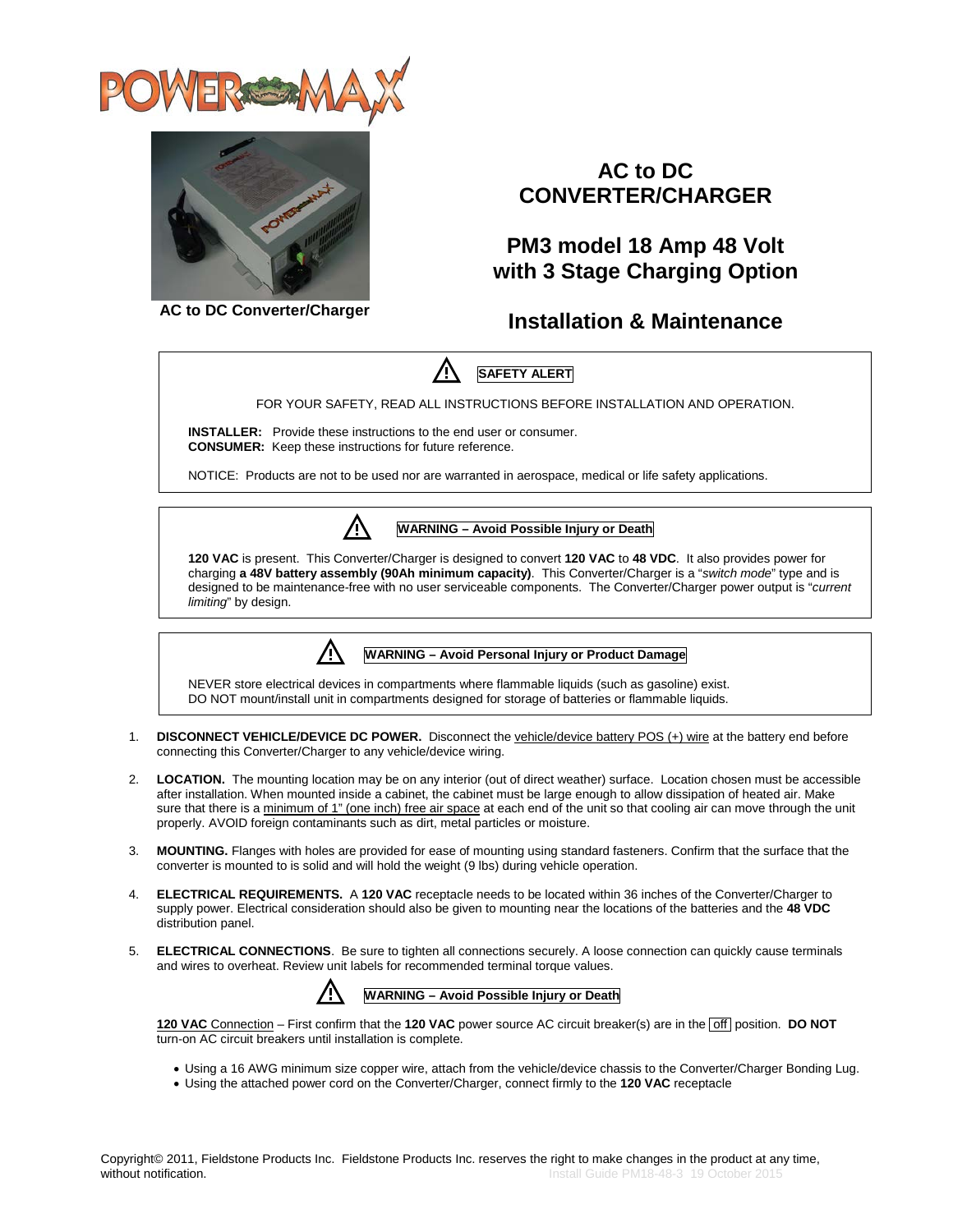AC to DC Converter/Charger

# AC to DC CONVERTER/CHARGER

## PM3 model 18 Amp 48 Volt with 3 Stage Charging Option

## Installation & Maintenance

⚠ **SAFETY ALERT**

FOR YOUR SAFETY, READ ALL INSTRUCTIONS BEFORE INSTALLATION AND OPERATION.

**INSTALLER:** Provide these instructions to the end user or consumer.
**CONSUMER:** Keep these instructions for future reference.

NOTICE: Products are not to be used nor are warranted in aerospace, medical or life safety applications.

⚠ **WARNING – Avoid Possible Injury or Death**

**120 VAC** is present. This Converter/Charger is designed to convert **120 VAC** to **48 VDC**. It also provides power for charging **a 48V battery assembly (90Ah minimum capacity)**. This Converter/Charger is a "*switch mode*" type and is designed to be maintenance-free with no user serviceable components. The Converter/Charger power output is "*current limiting*" by design.

⚠ **WARNING – Avoid Personal Injury or Product Damage**

NEVER store electrical devices in compartments where flammable liquids (such as gasoline) exist.
DO NOT mount/install unit in compartments designed for storage of batteries or flammable liquids.

1. **DISCONNECT VEHICLE/DEVICE DC POWER.** Disconnect the vehicle/device battery POS (+) wire at the battery end before connecting this Converter/Charger to any vehicle/device wiring.

2. **LOCATION.** The mounting location may be on any interior (out of direct weather) surface. Location chosen must be accessible after installation. When mounted inside a cabinet, the cabinet must be large enough to allow dissipation of heated air. Make sure that there is a minimum of 1" (one inch) free air space at each end of the unit so that cooling air can move through the unit properly. AVOID foreign contaminants such as dirt, metal particles or moisture.

3. **MOUNTING.** Flanges with holes are provided for ease of mounting using standard fasteners. Confirm that the surface that the converter is mounted to is solid and will hold the weight (9 lbs) during vehicle operation.

4. **ELECTRICAL REQUIREMENTS.** A **120 VAC** receptacle needs to be located within 36 inches of the Converter/Charger to supply power. Electrical consideration should also be given to mounting near the locations of the batteries and the **48 VDC** distribution panel.

5. **ELECTRICAL CONNECTIONS**. Be sure to tighten all connections securely. A loose connection can quickly cause terminals and wires to overheat. Review unit labels for recommended terminal torque values.

   ⚠ **WARNING – Avoid Possible Injury or Death**

   **120 VAC** Connection – First confirm that the **120 VAC** power source AC circuit breaker(s) are in the off position. **DO NOT** turn-on AC circuit breakers until installation is complete.

   - Using a 16 AWG minimum size copper wire, attach from the vehicle/device chassis to the Converter/Charger Bonding Lug.
   - Using the attached power cord on the Converter/Charger, connect firmly to the **120 VAC** receptacle

Copyright© 2011, Fieldstone Products Inc. Fieldstone Products Inc. reserves the right to make changes in the product at any time, without notification.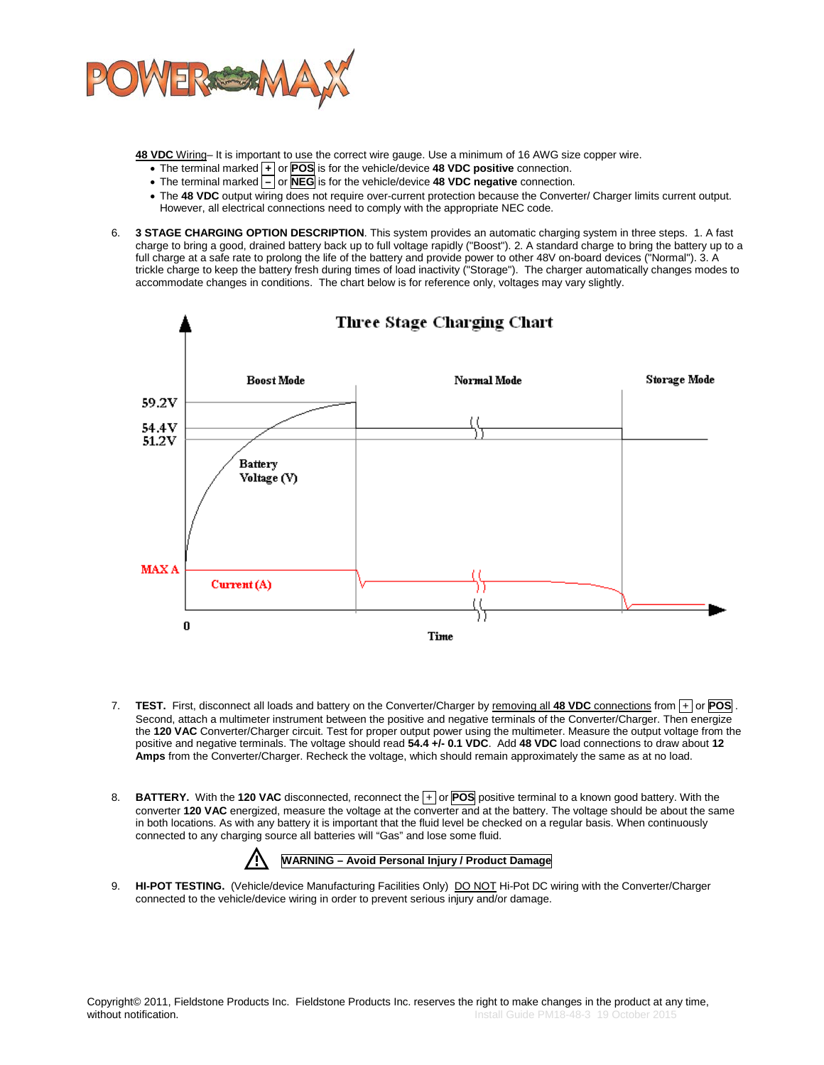**48 VDC** Wiring– It is important to use the correct wire gauge. Use a minimum of 16 AWG size copper wire.

- The terminal marked **+** or **POS** is for the vehicle/device **48 VDC positive** connection.
- The terminal marked **–** or **NEG** is for the vehicle/device **48 VDC negative** connection.
- The **48 VDC** output wiring does not require over-current protection because the Converter/ Charger limits current output. However, all electrical connections need to comply with the appropriate NEC code.

6. **3 STAGE CHARGING OPTION DESCRIPTION**. This system provides an automatic charging system in three steps. 1. A fast charge to bring a good, drained battery back up to full voltage rapidly ("Boost"). 2. A standard charge to bring the battery up to a full charge at a safe rate to prolong the life of the battery and provide power to other 48V on-board devices ("Normal"). 3. A trickle charge to keep the battery fresh during times of load inactivity ("Storage"). The charger automatically changes modes to accommodate changes in conditions. The chart below is for reference only, voltages may vary slightly.

**Three Stage Charging Chart**

Boost Mode — Normal Mode — Storage Mode

59.2V, 54.4V, 51.2V — Battery Voltage (V)

MAX A — Current (A)

0 — Time

7. **TEST.** First, disconnect all loads and battery on the Converter/Charger by removing all **48 VDC** connections from **+** or **POS**. Second, attach a multimeter instrument between the positive and negative terminals of the Converter/Charger. Then energize the **120 VAC** Converter/Charger circuit. Test for proper output power using the multimeter. Measure the output voltage from the positive and negative terminals. The voltage should read **54.4 +/- 0.1 VDC**. Add **48 VDC** load connections to draw about **12 Amps** from the Converter/Charger. Recheck the voltage, which should remain approximately the same as at no load.

8. **BATTERY.** With the **120 VAC** disconnected, reconnect the **+** or **POS** positive terminal to a known good battery. With the converter **120 VAC** energized, measure the voltage at the converter and at the battery. The voltage should be about the same in both locations. As with any battery it is important that the fluid level be checked on a regular basis. When continuously connected to any charging source all batteries will "Gas" and lose some fluid.

**WARNING – Avoid Personal Injury / Product Damage**

9. **HI-POT TESTING.** (Vehicle/device Manufacturing Facilities Only) DO NOT Hi-Pot DC wiring with the Converter/Charger connected to the vehicle/device wiring in order to prevent serious injury and/or damage.

Copyright© 2011, Fieldstone Products Inc. Fieldstone Products Inc. reserves the right to make changes in the product at any time, without notification.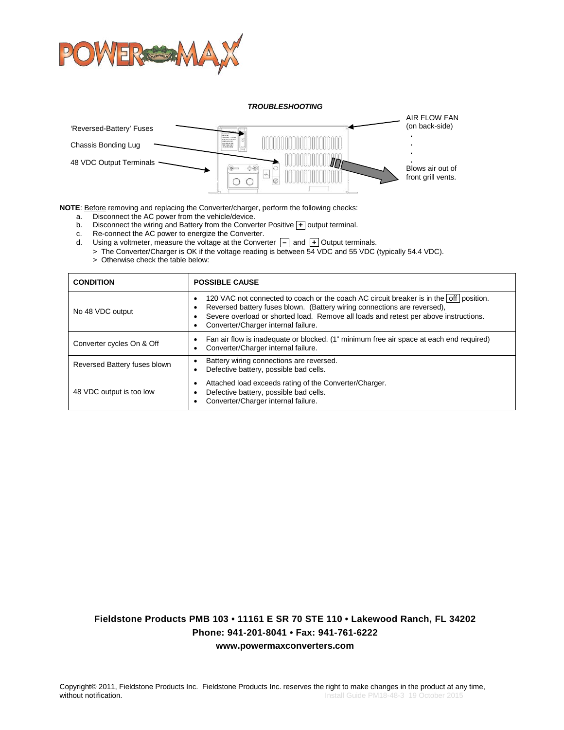### *TROUBLESHOOTING*

'Reversed-Battery' Fuses

Chassis Bonding Lug

48 VDC Output Terminals

AIR FLOW FAN (on back-side)

Blows air out of front grill vents.

**NOTE**: Before removing and replacing the Converter/charger, perform the following checks:

a. Disconnect the AC power from the vehicle/device.
b. Disconnect the wiring and Battery from the Converter Positive + output terminal.
c. Re-connect the AC power to energize the Converter.
d. Using a voltmeter, measure the voltage at the Converter – and + Output terminals.
   > The Converter/Charger is OK if the voltage reading is between 54 VDC and 55 VDC (typically 54.4 VDC).
   > Otherwise check the table below:

| **CONDITION** | **POSSIBLE CAUSE** |
|---|---|
| No 48 VDC output | • 120 VAC not connected to coach or the coach AC circuit breaker is in the off position.<br>• Reversed battery fuses blown. (Battery wiring connections are reversed),<br>• Severe overload or shorted load. Remove all loads and retest per above instructions.<br>• Converter/Charger internal failure. |
| Converter cycles On & Off | • Fan air flow is inadequate or blocked. (1" minimum free air space at each end required)<br>• Converter/Charger internal failure. |
| Reversed Battery fuses blown | • Battery wiring connections are reversed.<br>• Defective battery, possible bad cells. |
| 48 VDC output is too low | • Attached load exceeds rating of the Converter/Charger.<br>• Defective battery, possible bad cells.<br>• Converter/Charger internal failure. |

**Fieldstone Products PMB 103 • 11161 E SR 70 STE 110 • Lakewood Ranch, FL 34202**
**Phone: 941-201-8041 • Fax: 941-761-6222**
**www.powermaxconverters.com**

Copyright© 2011, Fieldstone Products Inc. Fieldstone Products Inc. reserves the right to make changes in the product at any time, without notification.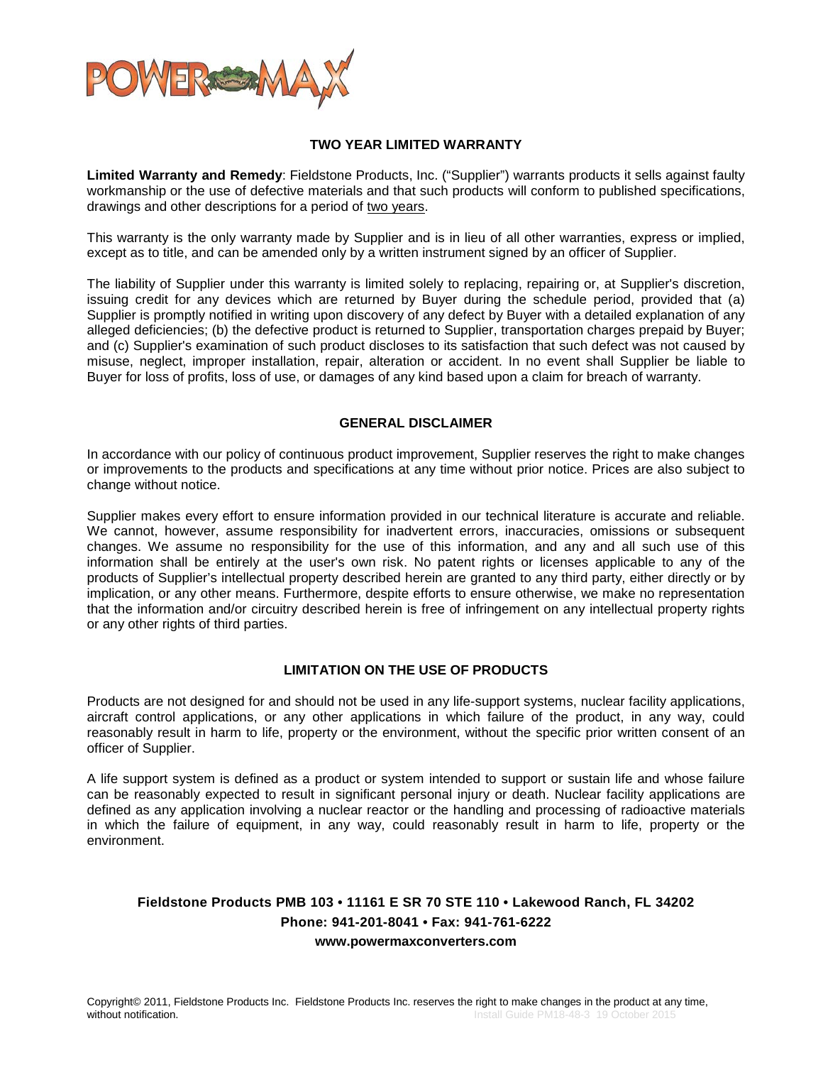## TWO YEAR LIMITED WARRANTY

**Limited Warranty and Remedy**: Fieldstone Products, Inc. ("Supplier") warrants products it sells against faulty workmanship or the use of defective materials and that such products will conform to published specifications, drawings and other descriptions for a period of two years.

This warranty is the only warranty made by Supplier and is in lieu of all other warranties, express or implied, except as to title, and can be amended only by a written instrument signed by an officer of Supplier.

The liability of Supplier under this warranty is limited solely to replacing, repairing or, at Supplier's discretion, issuing credit for any devices which are returned by Buyer during the schedule period, provided that (a) Supplier is promptly notified in writing upon discovery of any defect by Buyer with a detailed explanation of any alleged deficiencies; (b) the defective product is returned to Supplier, transportation charges prepaid by Buyer; and (c) Supplier's examination of such product discloses to its satisfaction that such defect was not caused by misuse, neglect, improper installation, repair, alteration or accident. In no event shall Supplier be liable to Buyer for loss of profits, loss of use, or damages of any kind based upon a claim for breach of warranty.

## GENERAL DISCLAIMER

In accordance with our policy of continuous product improvement, Supplier reserves the right to make changes or improvements to the products and specifications at any time without prior notice. Prices are also subject to change without notice.

Supplier makes every effort to ensure information provided in our technical literature is accurate and reliable. We cannot, however, assume responsibility for inadvertent errors, inaccuracies, omissions or subsequent changes. We assume no responsibility for the use of this information, and any and all such use of this information shall be entirely at the user's own risk. No patent rights or licenses applicable to any of the products of Supplier's intellectual property described herein are granted to any third party, either directly or by implication, or any other means. Furthermore, despite efforts to ensure otherwise, we make no representation that the information and/or circuitry described herein is free of infringement on any intellectual property rights or any other rights of third parties.

## LIMITATION ON THE USE OF PRODUCTS

Products are not designed for and should not be used in any life-support systems, nuclear facility applications, aircraft control applications, or any other applications in which failure of the product, in any way, could reasonably result in harm to life, property or the environment, without the specific prior written consent of an officer of Supplier.

A life support system is defined as a product or system intended to support or sustain life and whose failure can be reasonably expected to result in significant personal injury or death. Nuclear facility applications are defined as any application involving a nuclear reactor or the handling and processing of radioactive materials in which the failure of equipment, in any way, could reasonably result in harm to life, property or the environment.

**Fieldstone Products PMB 103 • 11161 E SR 70 STE 110 • Lakewood Ranch, FL 34202**
**Phone: 941-201-8041 • Fax: 941-761-6222**
**www.powermaxconverters.com**

Copyright© 2011, Fieldstone Products Inc. Fieldstone Products Inc. reserves the right to make changes in the product at any time, without notification.